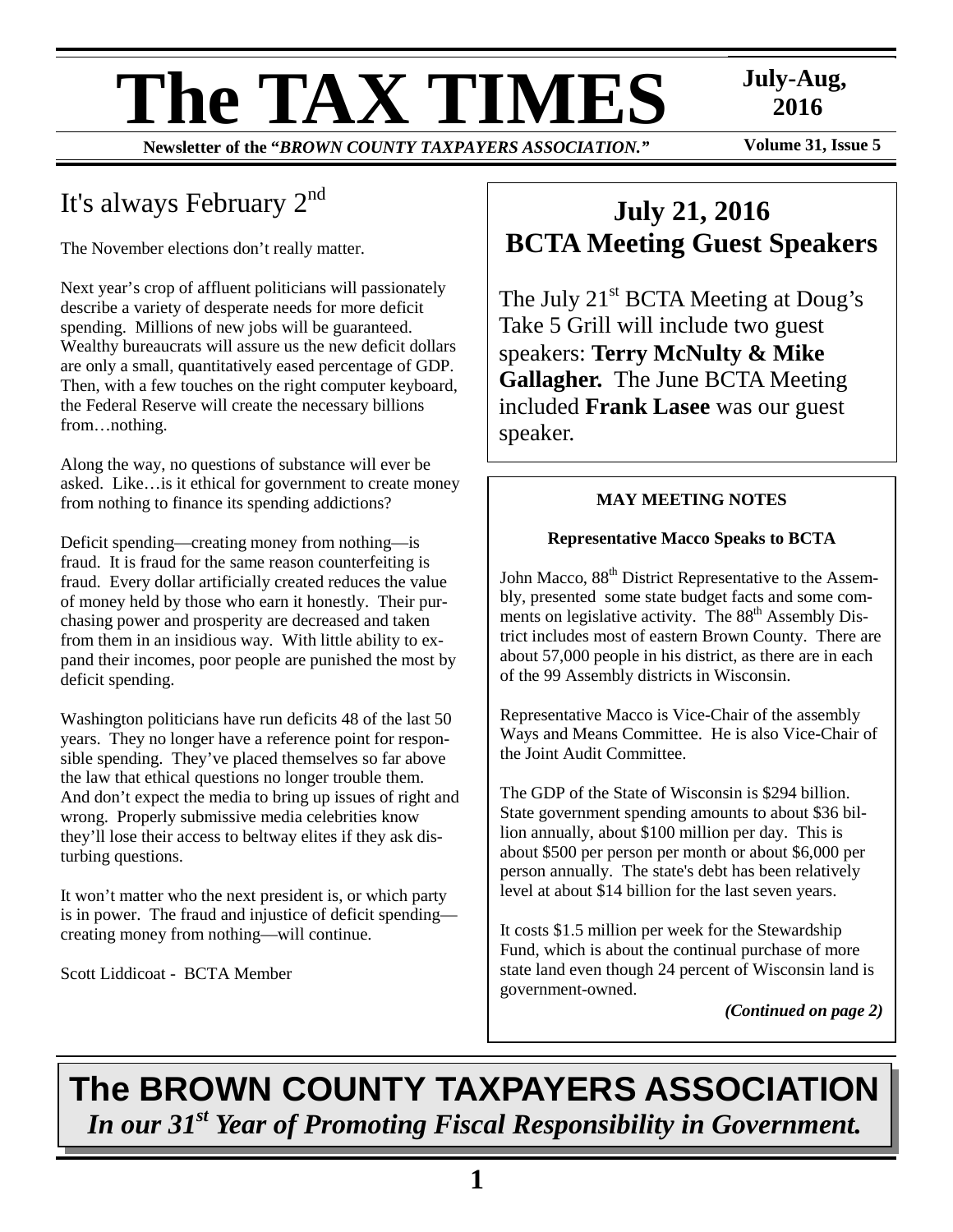# The TAX TIMES

**July-Aug, 2016**

**Newsletter of the "*BROWN COUNTY TAXPAYERS ASSOCIATION.*"**

**Volume 31, Issue 5**

## It's always February 2nd

The November elections don't really matter.

Next year's crop of affluent politicians will passionately describe a variety of desperate needs for more deficit spending. Millions of new jobs will be guaranteed. Wealthy bureaucrats will assure us the new deficit dollars are only a small, quantitatively eased percentage of GDP. Then, with a few touches on the right computer keyboard, the Federal Reserve will create the necessary billions from…nothing.

Along the way, no questions of substance will ever be asked. Like…is it ethical for government to create money from nothing to finance its spending addictions?

Deficit spending—creating money from nothing—is fraud. It is fraud for the same reason counterfeiting is fraud. Every dollar artificially created reduces the value of money held by those who earn it honestly. Their purchasing power and prosperity are decreased and taken from them in an insidious way. With little ability to expand their incomes, poor people are punished the most by deficit spending.

Washington politicians have run deficits 48 of the last 50 years. They no longer have a reference point for responsible spending. They've placed themselves so far above the law that ethical questions no longer trouble them. And don't expect the media to bring up issues of right and wrong. Properly submissive media celebrities know they'll lose their access to beltway elites if they ask disturbing questions.

It won't matter who the next president is, or which party is in power. The fraud and injustice of deficit spending—creating money from nothing—will continue.

Scott Liddicoat - BCTA Member

## July 21, 2016 BCTA Meeting Guest Speakers

The July 21st BCTA Meeting at Doug's Take 5 Grill will include two guest speakers: **Terry McNulty & Mike Gallagher.** The June BCTA Meeting included **Frank Lasee** was our guest speaker.

### MAY MEETING NOTES

**Representative Macco Speaks to BCTA**

John Macco, 88th District Representative to the Assembly, presented some state budget facts and some comments on legislative activity. The 88th Assembly District includes most of eastern Brown County. There are about 57,000 people in his district, as there are in each of the 99 Assembly districts in Wisconsin.

Representative Macco is Vice-Chair of the assembly Ways and Means Committee. He is also Vice-Chair of the Joint Audit Committee.

The GDP of the State of Wisconsin is $294 billion. State government spending amounts to about $36 billion annually, about $100 million per day. This is about $500 per person per month or about $6,000 per person annually. The state's debt has been relatively level at about $14 billion for the last seven years.

It costs $1.5 million per week for the Stewardship Fund, which is about the continual purchase of more state land even though 24 percent of Wisconsin land is government-owned.

***(Continued on page 2)***

## The BROWN COUNTY TAXPAYERS ASSOCIATION

***In our 31st Year of Promoting Fiscal Responsibility in Government.***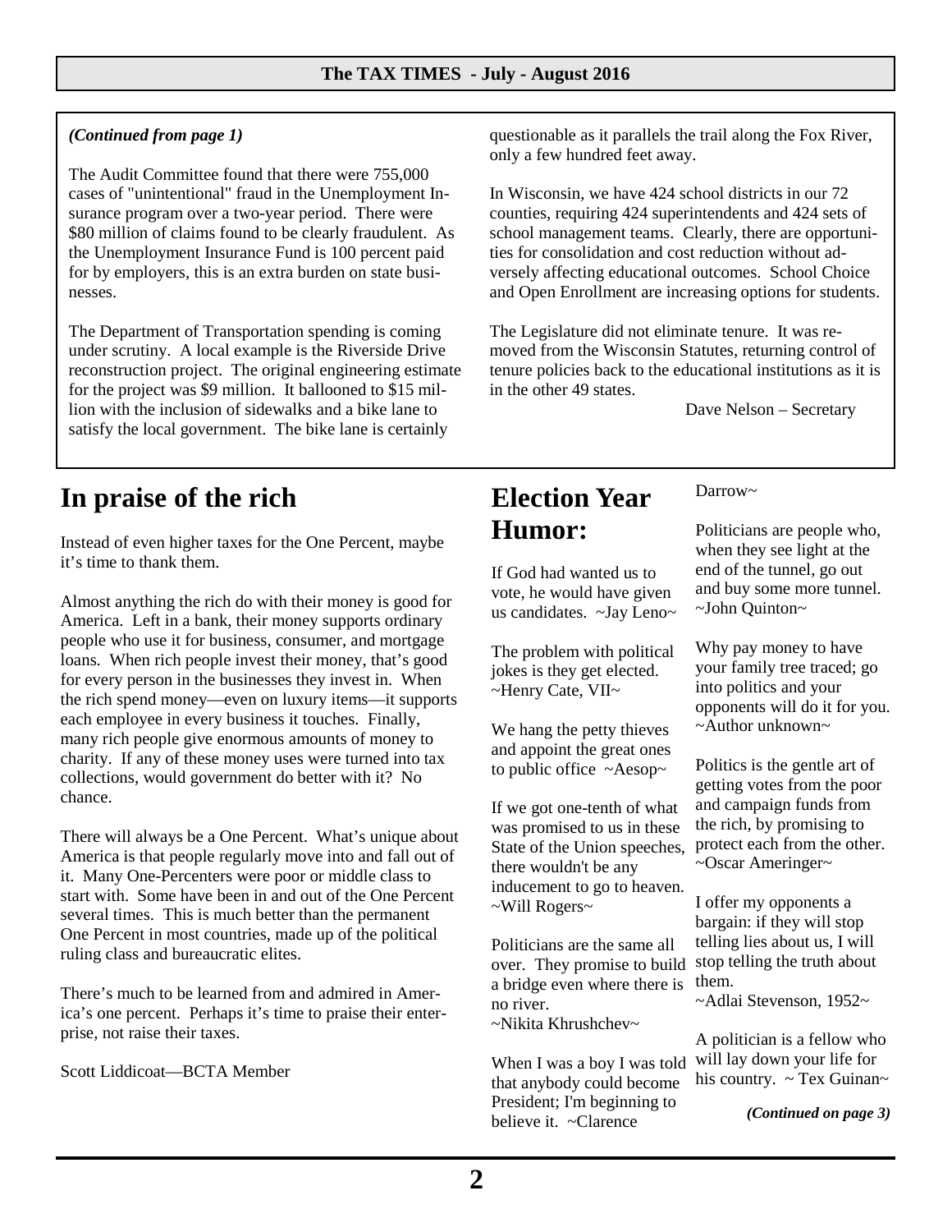*(Continued from page 1)*

The Audit Committee found that there were 755,000 cases of "unintentional" fraud in the Unemployment Insurance program over a two-year period. There were $80 million of claims found to be clearly fraudulent. As the Unemployment Insurance Fund is 100 percent paid for by employers, this is an extra burden on state businesses.

The Department of Transportation spending is coming under scrutiny. A local example is the Riverside Drive reconstruction project. The original engineering estimate for the project was $9 million. It ballooned to $15 million with the inclusion of sidewalks and a bike lane to satisfy the local government. The bike lane is certainly questionable as it parallels the trail along the Fox River, only a few hundred feet away.

In Wisconsin, we have 424 school districts in our 72 counties, requiring 424 superintendents and 424 sets of school management teams. Clearly, there are opportunities for consolidation and cost reduction without adversely affecting educational outcomes. School Choice and Open Enrollment are increasing options for students.

The Legislature did not eliminate tenure. It was removed from the Wisconsin Statutes, returning control of tenure policies back to the educational institutions as it is in the other 49 states.

Dave Nelson – Secretary

# In praise of the rich

Instead of even higher taxes for the One Percent, maybe it's time to thank them.

Almost anything the rich do with their money is good for America. Left in a bank, their money supports ordinary people who use it for business, consumer, and mortgage loans. When rich people invest their money, that's good for every person in the businesses they invest in. When the rich spend money—even on luxury items—it supports each employee in every business it touches. Finally, many rich people give enormous amounts of money to charity. If any of these money uses were turned into tax collections, would government do better with it? No chance.

There will always be a One Percent. What's unique about America is that people regularly move into and fall out of it. Many One-Percenters were poor or middle class to start with. Some have been in and out of the One Percent several times. This is much better than the permanent One Percent in most countries, made up of the political ruling class and bureaucratic elites.

There's much to be learned from and admired in America's one percent. Perhaps it's time to praise their enterprise, not raise their taxes.

Scott Liddicoat—BCTA Member

# Election Year Humor:

If God had wanted us to vote, he would have given us candidates. ~Jay Leno~

The problem with political jokes is they get elected. ~Henry Cate, VII~

We hang the petty thieves and appoint the great ones to public office ~Aesop~

If we got one-tenth of what was promised to us in these State of the Union speeches, there wouldn't be any inducement to go to heaven. ~Will Rogers~

Politicians are the same all over. They promise to build a bridge even where there is no river.
~Nikita Khrushchev~

When I was a boy I was told that anybody could become President; I'm beginning to believe it. ~Clarence Darrow~

Politicians are people who, when they see light at the end of the tunnel, go out and buy some more tunnel. ~John Quinton~

Why pay money to have your family tree traced; go into politics and your opponents will do it for you. ~Author unknown~

Politics is the gentle art of getting votes from the poor and campaign funds from the rich, by promising to protect each from the other. ~Oscar Ameringer~

I offer my opponents a bargain: if they will stop telling lies about us, I will stop telling the truth about them.
~Adlai Stevenson, 1952~

A politician is a fellow who will lay down your life for his country. ~ Tex Guinan~

*(Continued on page 3)*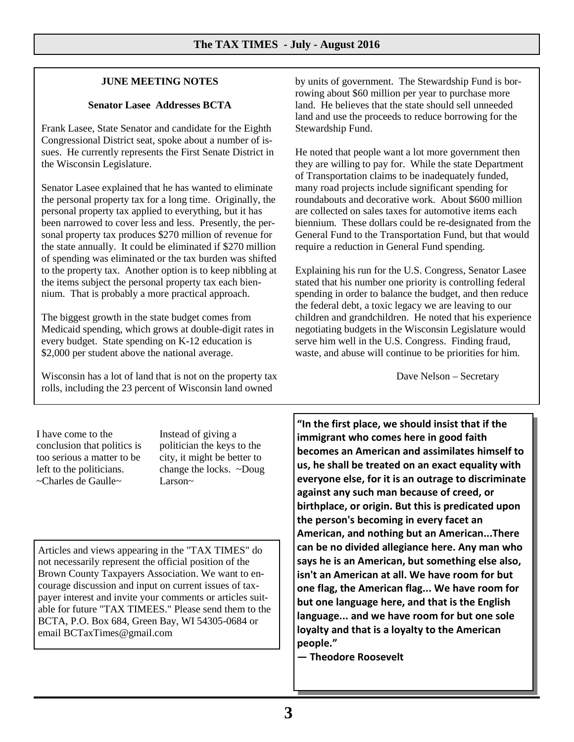## JUNE MEETING NOTES

### Senator Lasee Addresses BCTA

Frank Lasee, State Senator and candidate for the Eighth Congressional District seat, spoke about a number of issues. He currently represents the First Senate District in the Wisconsin Legislature.

Senator Lasee explained that he has wanted to eliminate the personal property tax for a long time. Originally, the personal property tax applied to everything, but it has been narrowed to cover less and less. Presently, the personal property tax produces $270 million of revenue for the state annually. It could be eliminated if $270 million of spending was eliminated or the tax burden was shifted to the property tax. Another option is to keep nibbling at the items subject the personal property tax each biennium. That is probably a more practical approach.

The biggest growth in the state budget comes from Medicaid spending, which grows at double-digit rates in every budget. State spending on K-12 education is $2,000 per student above the national average.

Wisconsin has a lot of land that is not on the property tax rolls, including the 23 percent of Wisconsin land owned by units of government. The Stewardship Fund is borrowing about $60 million per year to purchase more land. He believes that the state should sell unneeded land and use the proceeds to reduce borrowing for the Stewardship Fund.

He noted that people want a lot more government then they are willing to pay for. While the state Department of Transportation claims to be inadequately funded, many road projects include significant spending for roundabouts and decorative work. About $600 million are collected on sales taxes for automotive items each biennium. These dollars could be re-designated from the General Fund to the Transportation Fund, but that would require a reduction in General Fund spending.

Explaining his run for the U.S. Congress, Senator Lasee stated that his number one priority is controlling federal spending in order to balance the budget, and then reduce the federal debt, a toxic legacy we are leaving to our children and grandchildren. He noted that his experience negotiating budgets in the Wisconsin Legislature would serve him well in the U.S. Congress. Finding fraud, waste, and abuse will continue to be priorities for him.

Dave Nelson – Secretary

---

I have come to the conclusion that politics is too serious a matter to be left to the politicians. ~Charles de Gaulle~

Instead of giving a politician the keys to the city, it might be better to change the locks. ~Doug Larson~

---

Articles and views appearing in the "TAX TIMES" do not necessarily represent the official position of the Brown County Taxpayers Association. We want to encourage discussion and input on current issues of taxpayer interest and invite your comments or articles suitable for future "TAX TIMEES." Please send them to the BCTA, P.O. Box 684, Green Bay, WI 54305-0684 or email BCTaxTimes@gmail.com

---

**"In the first place, we should insist that if the immigrant who comes here in good faith becomes an American and assimilates himself to us, he shall be treated on an exact equality with everyone else, for it is an outrage to discriminate against any such man because of creed, or birthplace, or origin. But this is predicated upon the person's becoming in every facet an American, and nothing but an American...There can be no divided allegiance here. Any man who says he is an American, but something else also, isn't an American at all. We have room for but one flag, the American flag... We have room for but one language here, and that is the English language... and we have room for but one sole loyalty and that is a loyalty to the American people."**

**— Theodore Roosevelt**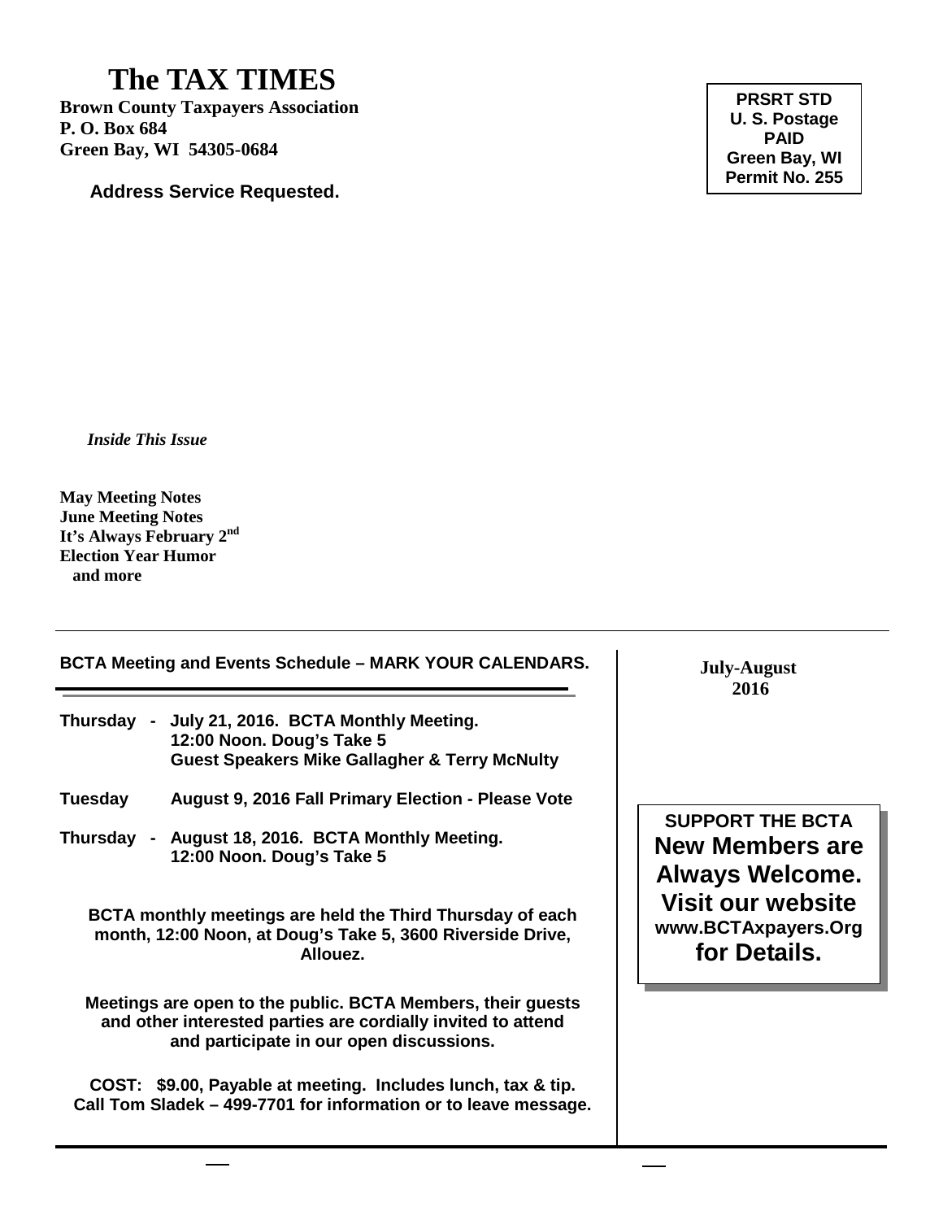# The TAX TIMES

**Brown County Taxpayers Association**
**P. O. Box 684**
**Green Bay, WI 54305-0684**

**Address Service Requested.**

**PRSRT STD**
**U. S. Postage**
**PAID**
**Green Bay, WI**
**Permit No. 255**

***Inside This Issue***

**May Meeting Notes**
**June Meeting Notes**
**It's Always February 2nd**
**Election Year Humor**
**and more**

**July-August 2016**

## BCTA Meeting and Events Schedule – MARK YOUR CALENDARS.

**Thursday - July 21, 2016. BCTA Monthly Meeting.**
**12:00 Noon. Doug's Take 5**
**Guest Speakers Mike Gallagher & Terry McNulty**

**Tuesday August 9, 2016 Fall Primary Election - Please Vote**

**Thursday - August 18, 2016. BCTA Monthly Meeting.**
**12:00 Noon. Doug's Take 5**

**BCTA monthly meetings are held the Third Thursday of each month, 12:00 Noon, at Doug's Take 5, 3600 Riverside Drive, Allouez.**

**Meetings are open to the public. BCTA Members, their guests and other interested parties are cordially invited to attend and participate in our open discussions.**

**COST: $9.00, Payable at meeting. Includes lunch, tax & tip.**
**Call Tom Sladek – 499-7701 for information or to leave message.**

**SUPPORT THE BCTA**
**New Members are Always Welcome.**
**Visit our website**
**www.BCTAxpayers.Org**
**for Details.**